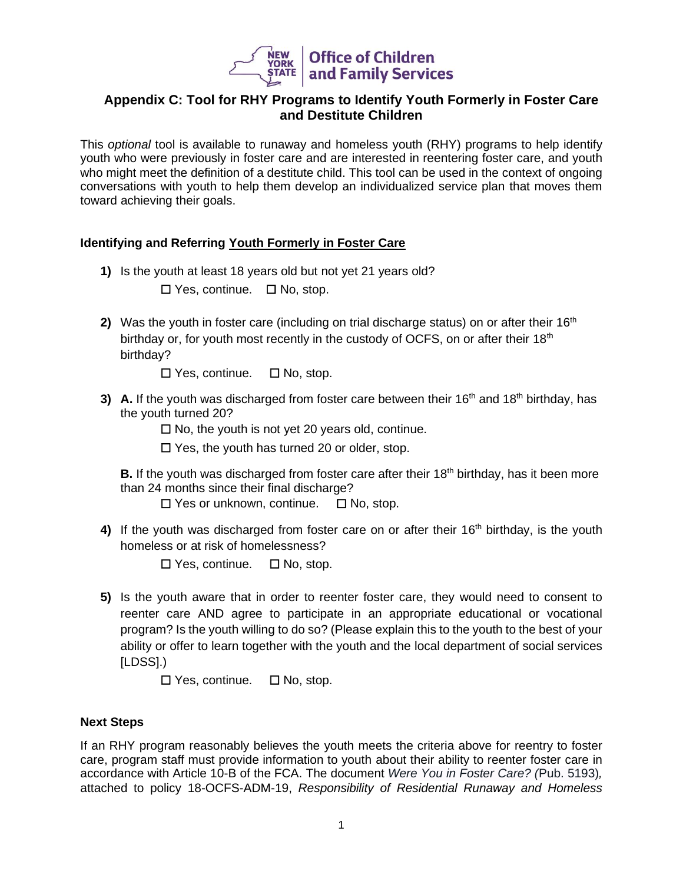# Appendix C: Tool for RHY Programs to Identify Youth Formerly in Foster Care and Destitute Children

This *optional* tool is available to runaway and homeless youth (RHY) programs to help identify youth who were previously in foster care and are interested in reentering foster care, and youth who might meet the definition of a destitute child. This tool can be used in the context of ongoing conversations with youth to help them develop an individualized service plan that moves them toward achieving their goals.

### Identifying and Referring Youth Formerly in Foster Care

**1)** Is the youth at least 18 years old but not yet 21 years old?

☐ Yes, continue. ☐ No, stop.

**2)** Was the youth in foster care (including on trial discharge status) on or after their 16th birthday or, for youth most recently in the custody of OCFS, on or after their 18th birthday?

☐ Yes, continue. ☐ No, stop.

**3)** **A.** If the youth was discharged from foster care between their 16th and 18th birthday, has the youth turned 20?

☐ No, the youth is not yet 20 years old, continue.

☐ Yes, the youth has turned 20 or older, stop.

**B.** If the youth was discharged from foster care after their 18th birthday, has it been more than 24 months since their final discharge?

☐ Yes or unknown, continue. ☐ No, stop.

**4)** If the youth was discharged from foster care on or after their 16th birthday, is the youth homeless or at risk of homelessness?

☐ Yes, continue. ☐ No, stop.

**5)** Is the youth aware that in order to reenter foster care, they would need to consent to reenter care AND agree to participate in an appropriate educational or vocational program? Is the youth willing to do so? (Please explain this to the youth to the best of your ability or offer to learn together with the youth and the local department of social services [LDSS].)

☐ Yes, continue. ☐ No, stop.

### Next Steps

If an RHY program reasonably believes the youth meets the criteria above for reentry to foster care, program staff must provide information to youth about their ability to reenter foster care in accordance with Article 10-B of the FCA. The document *Were You in Foster Care? (*Pub. 5193)*,* attached to policy 18-OCFS-ADM-19, *Responsibility of Residential Runaway and Homeless*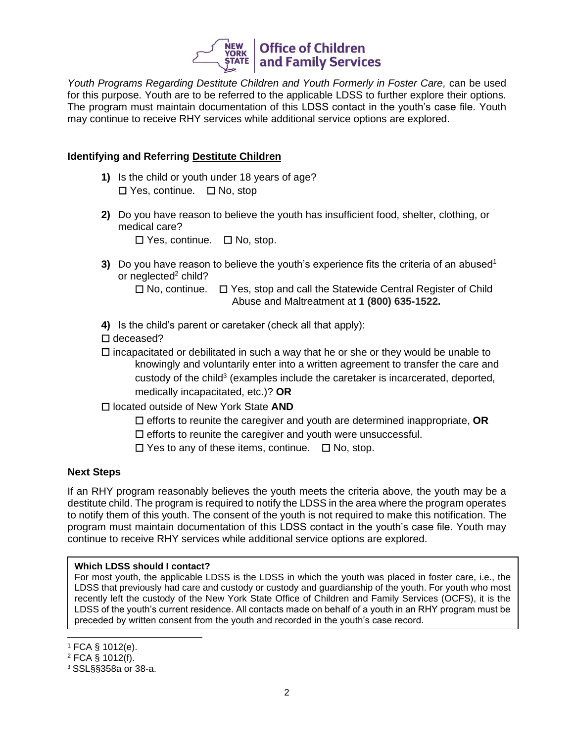*Youth Programs Regarding Destitute Children and Youth Formerly in Foster Care,* can be used for this purpose. Youth are to be referred to the applicable LDSS to further explore their options. The program must maintain documentation of this LDSS contact in the youth's case file. Youth may continue to receive RHY services while additional service options are explored.

### Identifying and Referring Destitute Children

**1)** Is the child or youth under 18 years of age?
☐ Yes, continue. ☐ No, stop

**2)** Do you have reason to believe the youth has insufficient food, shelter, clothing, or medical care?
☐ Yes, continue. ☐ No, stop.

**3)** Do you have reason to believe the youth's experience fits the criteria of an abused[1] or neglected[2] child?
☐ No, continue. ☐ Yes, stop and call the Statewide Central Register of Child Abuse and Maltreatment at **1 (800) 635-1522.**

**4)** Is the child's parent or caretaker (check all that apply):

☐ deceased?

☐ incapacitated or debilitated in such a way that he or she or they would be unable to knowingly and voluntarily enter into a written agreement to transfer the care and custody of the child[3] (examples include the caretaker is incarcerated, deported, medically incapacitated, etc.)? **OR**

☐ located outside of New York State **AND**

- ☐ efforts to reunite the caregiver and youth are determined inappropriate, **OR**
- ☐ efforts to reunite the caregiver and youth were unsuccessful.
- ☐ Yes to any of these items, continue. ☐ No, stop.

### Next Steps

If an RHY program reasonably believes the youth meets the criteria above, the youth may be a destitute child. The program is required to notify the LDSS in the area where the program operates to notify them of this youth. The consent of the youth is not required to make this notification. The program must maintain documentation of this LDSS contact in the youth's case file. Youth may continue to receive RHY services while additional service options are explored.

**Which LDSS should I contact?**
For most youth, the applicable LDSS is the LDSS in which the youth was placed in foster care, i.e., the LDSS that previously had care and custody or custody and guardianship of the youth. For youth who most recently left the custody of the New York State Office of Children and Family Services (OCFS), it is the LDSS of the youth's current residence. All contacts made on behalf of a youth in an RHY program must be preceded by written consent from the youth and recorded in the youth's case record.

---

[1] FCA § 1012(e).
[2] FCA § 1012(f).
[3] SSL§§358a or 38-a.